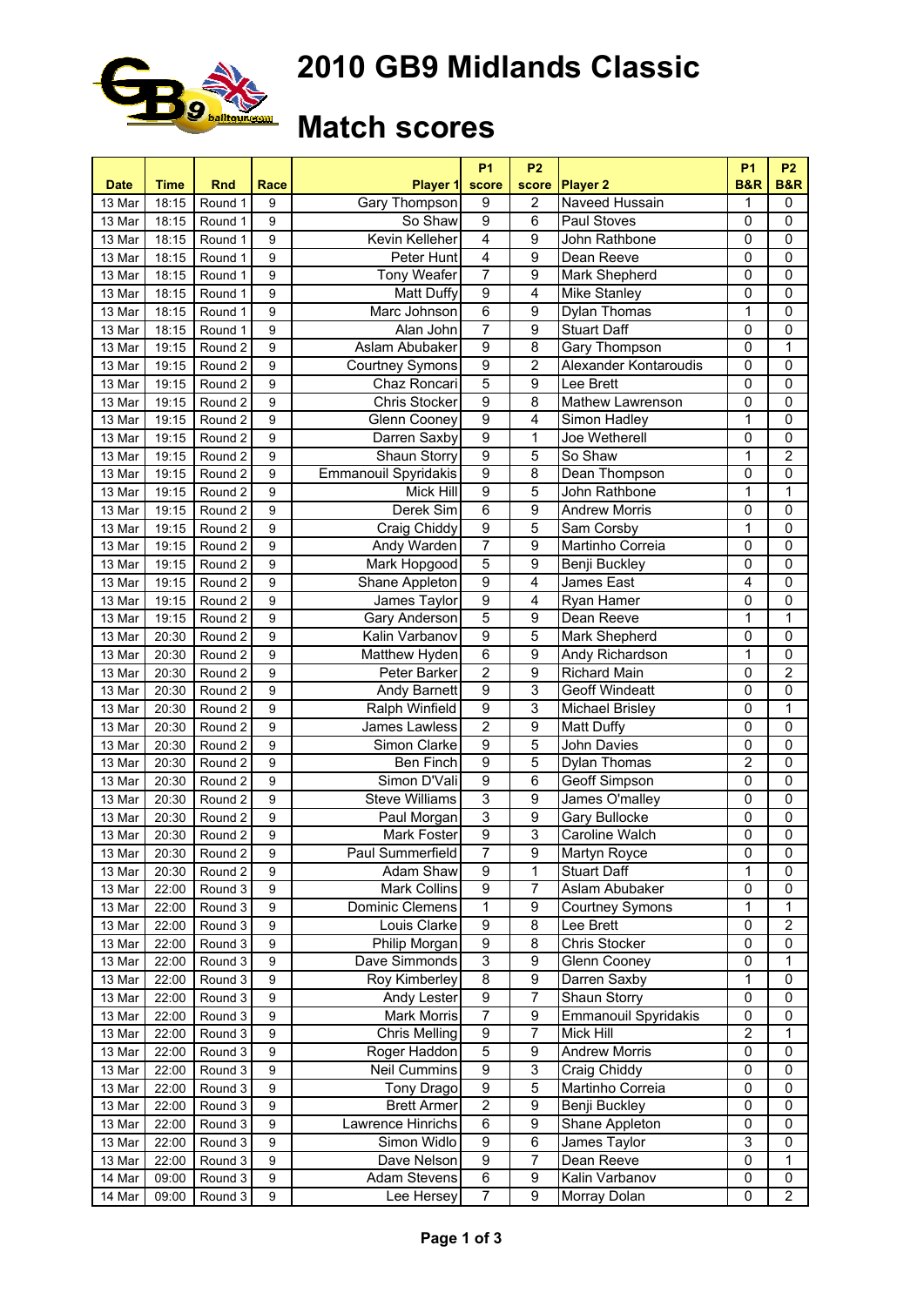# 2010 GB9 Midlands Classic

# Match scores

| Date | Time | Rnd | Race | Player 1 | P1 score | P2 score | Player 2 | P1 B&R | P2 B&R |
|---|---|---|---|---|---|---|---|---|---|
| 13 Mar | 18:15 | Round 1 | 9 | Gary Thompson | 9 | 2 | Naveed Hussain | 1 | 0 |
| 13 Mar | 18:15 | Round 1 | 9 | So Shaw | 9 | 6 | Paul Stoves | 0 | 0 |
| 13 Mar | 18:15 | Round 1 | 9 | Kevin Kelleher | 4 | 9 | John Rathbone | 0 | 0 |
| 13 Mar | 18:15 | Round 1 | 9 | Peter Hunt | 4 | 9 | Dean Reeve | 0 | 0 |
| 13 Mar | 18:15 | Round 1 | 9 | Tony Weafer | 7 | 9 | Mark Shepherd | 0 | 0 |
| 13 Mar | 18:15 | Round 1 | 9 | Matt Duffy | 9 | 4 | Mike Stanley | 0 | 0 |
| 13 Mar | 18:15 | Round 1 | 9 | Marc Johnson | 6 | 9 | Dylan Thomas | 1 | 0 |
| 13 Mar | 18:15 | Round 1 | 9 | Alan John | 7 | 9 | Stuart Daff | 0 | 0 |
| 13 Mar | 19:15 | Round 2 | 9 | Aslam Abubaker | 9 | 8 | Gary Thompson | 0 | 1 |
| 13 Mar | 19:15 | Round 2 | 9 | Courtney Symons | 9 | 2 | Alexander Kontaroudis | 0 | 0 |
| 13 Mar | 19:15 | Round 2 | 9 | Chaz Roncari | 5 | 9 | Lee Brett | 0 | 0 |
| 13 Mar | 19:15 | Round 2 | 9 | Chris Stocker | 9 | 8 | Mathew Lawrenson | 0 | 0 |
| 13 Mar | 19:15 | Round 2 | 9 | Glenn Cooney | 9 | 4 | Simon Hadley | 1 | 0 |
| 13 Mar | 19:15 | Round 2 | 9 | Darren Saxby | 9 | 1 | Joe Wetherell | 0 | 0 |
| 13 Mar | 19:15 | Round 2 | 9 | Shaun Storry | 9 | 5 | So Shaw | 1 | 2 |
| 13 Mar | 19:15 | Round 2 | 9 | Emmanouil Spyridakis | 9 | 8 | Dean Thompson | 0 | 0 |
| 13 Mar | 19:15 | Round 2 | 9 | Mick Hill | 9 | 5 | John Rathbone | 1 | 1 |
| 13 Mar | 19:15 | Round 2 | 9 | Derek Sim | 6 | 9 | Andrew Morris | 0 | 0 |
| 13 Mar | 19:15 | Round 2 | 9 | Craig Chiddy | 9 | 5 | Sam Corsby | 1 | 0 |
| 13 Mar | 19:15 | Round 2 | 9 | Andy Warden | 7 | 9 | Martinho Correia | 0 | 0 |
| 13 Mar | 19:15 | Round 2 | 9 | Mark Hopgood | 5 | 9 | Benji Buckley | 0 | 0 |
| 13 Mar | 19:15 | Round 2 | 9 | Shane Appleton | 9 | 4 | James East | 4 | 0 |
| 13 Mar | 19:15 | Round 2 | 9 | James Taylor | 9 | 4 | Ryan Hamer | 0 | 0 |
| 13 Mar | 19:15 | Round 2 | 9 | Gary Anderson | 5 | 9 | Dean Reeve | 1 | 1 |
| 13 Mar | 20:30 | Round 2 | 9 | Kalin Varbanov | 9 | 5 | Mark Shepherd | 0 | 0 |
| 13 Mar | 20:30 | Round 2 | 9 | Matthew Hyden | 6 | 9 | Andy Richardson | 1 | 0 |
| 13 Mar | 20:30 | Round 2 | 9 | Peter Barker | 2 | 9 | Richard Main | 0 | 2 |
| 13 Mar | 20:30 | Round 2 | 9 | Andy Barnett | 9 | 3 | Geoff Windeatt | 0 | 0 |
| 13 Mar | 20:30 | Round 2 | 9 | Ralph Winfield | 9 | 3 | Michael Brisley | 0 | 1 |
| 13 Mar | 20:30 | Round 2 | 9 | James Lawless | 2 | 9 | Matt Duffy | 0 | 0 |
| 13 Mar | 20:30 | Round 2 | 9 | Simon Clarke | 9 | 5 | John Davies | 0 | 0 |
| 13 Mar | 20:30 | Round 2 | 9 | Ben Finch | 9 | 5 | Dylan Thomas | 2 | 0 |
| 13 Mar | 20:30 | Round 2 | 9 | Simon D'Vali | 9 | 6 | Geoff Simpson | 0 | 0 |
| 13 Mar | 20:30 | Round 2 | 9 | Steve Williams | 3 | 9 | James O'malley | 0 | 0 |
| 13 Mar | 20:30 | Round 2 | 9 | Paul Morgan | 3 | 9 | Gary Bullocke | 0 | 0 |
| 13 Mar | 20:30 | Round 2 | 9 | Mark Foster | 9 | 3 | Caroline Walch | 0 | 0 |
| 13 Mar | 20:30 | Round 2 | 9 | Paul Summerfield | 7 | 9 | Martyn Royce | 0 | 0 |
| 13 Mar | 20:30 | Round 2 | 9 | Adam Shaw | 9 | 1 | Stuart Daff | 1 | 0 |
| 13 Mar | 22:00 | Round 3 | 9 | Mark Collins | 9 | 7 | Aslam Abubaker | 0 | 0 |
| 13 Mar | 22:00 | Round 3 | 9 | Dominic Clemens | 1 | 9 | Courtney Symons | 1 | 1 |
| 13 Mar | 22:00 | Round 3 | 9 | Louis Clarke | 9 | 8 | Lee Brett | 0 | 2 |
| 13 Mar | 22:00 | Round 3 | 9 | Philip Morgan | 9 | 8 | Chris Stocker | 0 | 0 |
| 13 Mar | 22:00 | Round 3 | 9 | Dave Simmonds | 3 | 9 | Glenn Cooney | 0 | 1 |
| 13 Mar | 22:00 | Round 3 | 9 | Roy Kimberley | 8 | 9 | Darren Saxby | 1 | 0 |
| 13 Mar | 22:00 | Round 3 | 9 | Andy Lester | 9 | 7 | Shaun Storry | 0 | 0 |
| 13 Mar | 22:00 | Round 3 | 9 | Mark Morris | 7 | 9 | Emmanouil Spyridakis | 0 | 0 |
| 13 Mar | 22:00 | Round 3 | 9 | Chris Melling | 9 | 7 | Mick Hill | 2 | 1 |
| 13 Mar | 22:00 | Round 3 | 9 | Roger Haddon | 5 | 9 | Andrew Morris | 0 | 0 |
| 13 Mar | 22:00 | Round 3 | 9 | Neil Cummins | 9 | 3 | Craig Chiddy | 0 | 0 |
| 13 Mar | 22:00 | Round 3 | 9 | Tony Drago | 9 | 5 | Martinho Correia | 0 | 0 |
| 13 Mar | 22:00 | Round 3 | 9 | Brett Armer | 2 | 9 | Benji Buckley | 0 | 0 |
| 13 Mar | 22:00 | Round 3 | 9 | Lawrence Hinrichs | 6 | 9 | Shane Appleton | 0 | 0 |
| 13 Mar | 22:00 | Round 3 | 9 | Simon Widlo | 9 | 6 | James Taylor | 3 | 0 |
| 13 Mar | 22:00 | Round 3 | 9 | Dave Nelson | 9 | 7 | Dean Reeve | 0 | 1 |
| 14 Mar | 09:00 | Round 3 | 9 | Adam Stevens | 6 | 9 | Kalin Varbanov | 0 | 0 |
| 14 Mar | 09:00 | Round 3 | 9 | Lee Hersey | 7 | 9 | Morray Dolan | 0 | 2 |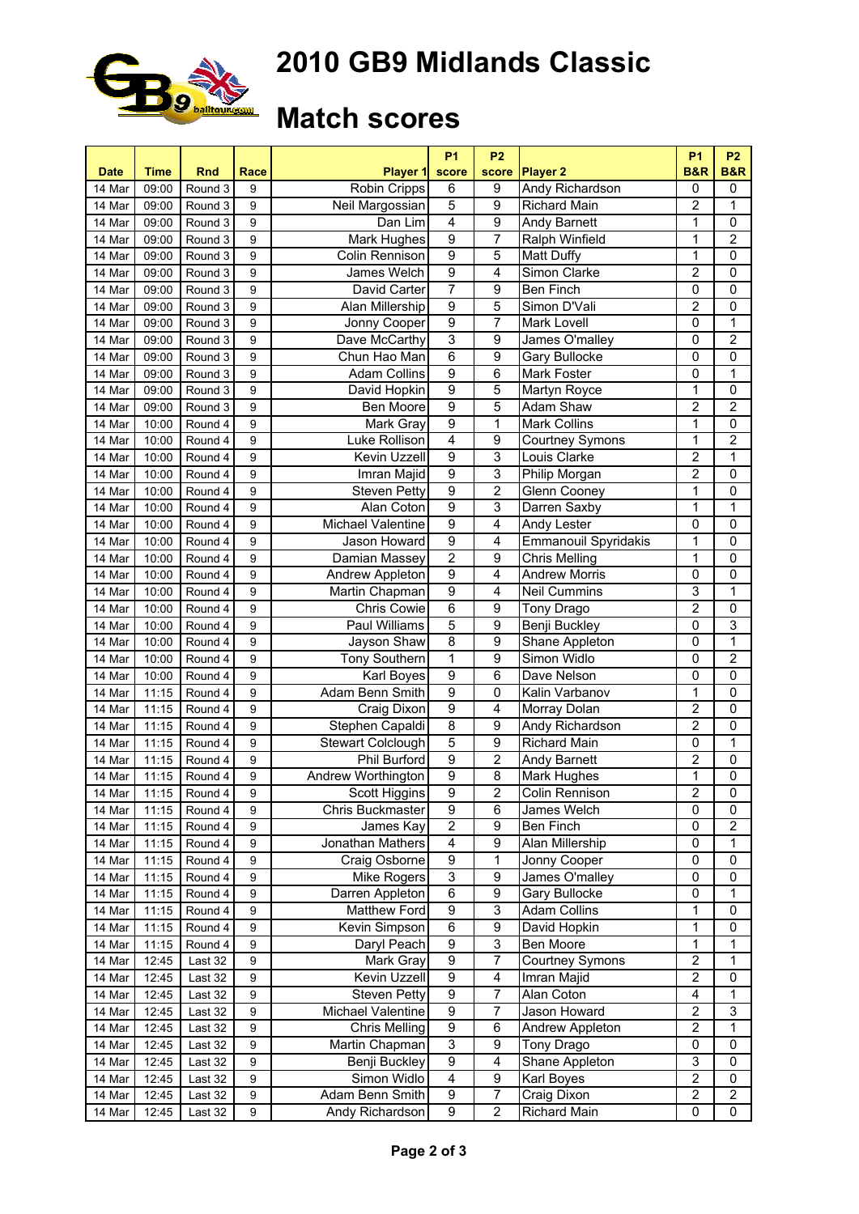# 2010 GB9 Midlands Classic

# Match scores

| Date | Time | Rnd | Race | Player 1 | P1 score | P2 score | Player 2 | P1 B&R | P2 B&R |
|---|---|---|---|---|---|---|---|---|---|
| 14 Mar | 09:00 | Round 3 | 9 | Robin Cripps | 6 | 9 | Andy Richardson | 0 | 0 |
| 14 Mar | 09:00 | Round 3 | 9 | Neil Margossian | 5 | 9 | Richard Main | 2 | 1 |
| 14 Mar | 09:00 | Round 3 | 9 | Dan Lim | 4 | 9 | Andy Barnett | 1 | 0 |
| 14 Mar | 09:00 | Round 3 | 9 | Mark Hughes | 9 | 7 | Ralph Winfield | 1 | 2 |
| 14 Mar | 09:00 | Round 3 | 9 | Colin Rennison | 9 | 5 | Matt Duffy | 1 | 0 |
| 14 Mar | 09:00 | Round 3 | 9 | James Welch | 9 | 4 | Simon Clarke | 2 | 0 |
| 14 Mar | 09:00 | Round 3 | 9 | David Carter | 7 | 9 | Ben Finch | 0 | 0 |
| 14 Mar | 09:00 | Round 3 | 9 | Alan Millership | 9 | 5 | Simon D'Vali | 2 | 0 |
| 14 Mar | 09:00 | Round 3 | 9 | Jonny Cooper | 9 | 7 | Mark Lovell | 0 | 1 |
| 14 Mar | 09:00 | Round 3 | 9 | Dave McCarthy | 3 | 9 | James O'malley | 0 | 2 |
| 14 Mar | 09:00 | Round 3 | 9 | Chun Hao Man | 6 | 9 | Gary Bullocke | 0 | 0 |
| 14 Mar | 09:00 | Round 3 | 9 | Adam Collins | 9 | 6 | Mark Foster | 0 | 1 |
| 14 Mar | 09:00 | Round 3 | 9 | David Hopkin | 9 | 5 | Martyn Royce | 1 | 0 |
| 14 Mar | 09:00 | Round 3 | 9 | Ben Moore | 9 | 5 | Adam Shaw | 2 | 2 |
| 14 Mar | 10:00 | Round 4 | 9 | Mark Gray | 9 | 1 | Mark Collins | 1 | 0 |
| 14 Mar | 10:00 | Round 4 | 9 | Luke Rollison | 4 | 9 | Courtney Symons | 1 | 2 |
| 14 Mar | 10:00 | Round 4 | 9 | Kevin Uzzell | 9 | 3 | Louis Clarke | 2 | 1 |
| 14 Mar | 10:00 | Round 4 | 9 | Imran Majid | 9 | 3 | Philip Morgan | 2 | 0 |
| 14 Mar | 10:00 | Round 4 | 9 | Steven Petty | 9 | 2 | Glenn Cooney | 1 | 0 |
| 14 Mar | 10:00 | Round 4 | 9 | Alan Coton | 9 | 3 | Darren Saxby | 1 | 1 |
| 14 Mar | 10:00 | Round 4 | 9 | Michael Valentine | 9 | 4 | Andy Lester | 0 | 0 |
| 14 Mar | 10:00 | Round 4 | 9 | Jason Howard | 9 | 4 | Emmanouil Spyridakis | 1 | 0 |
| 14 Mar | 10:00 | Round 4 | 9 | Damian Massey | 2 | 9 | Chris Melling | 1 | 0 |
| 14 Mar | 10:00 | Round 4 | 9 | Andrew Appleton | 9 | 4 | Andrew Morris | 0 | 0 |
| 14 Mar | 10:00 | Round 4 | 9 | Martin Chapman | 9 | 4 | Neil Cummins | 3 | 1 |
| 14 Mar | 10:00 | Round 4 | 9 | Chris Cowie | 6 | 9 | Tony Drago | 2 | 0 |
| 14 Mar | 10:00 | Round 4 | 9 | Paul Williams | 5 | 9 | Benji Buckley | 0 | 3 |
| 14 Mar | 10:00 | Round 4 | 9 | Jayson Shaw | 8 | 9 | Shane Appleton | 0 | 1 |
| 14 Mar | 10:00 | Round 4 | 9 | Tony Southern | 1 | 9 | Simon Widlo | 0 | 2 |
| 14 Mar | 10:00 | Round 4 | 9 | Karl Boyes | 9 | 6 | Dave Nelson | 0 | 0 |
| 14 Mar | 11:15 | Round 4 | 9 | Adam Benn Smith | 9 | 0 | Kalin Varbanov | 1 | 0 |
| 14 Mar | 11:15 | Round 4 | 9 | Craig Dixon | 9 | 4 | Morray Dolan | 2 | 0 |
| 14 Mar | 11:15 | Round 4 | 9 | Stephen Capaldi | 8 | 9 | Andy Richardson | 2 | 0 |
| 14 Mar | 11:15 | Round 4 | 9 | Stewart Colclough | 5 | 9 | Richard Main | 0 | 1 |
| 14 Mar | 11:15 | Round 4 | 9 | Phil Burford | 9 | 2 | Andy Barnett | 2 | 0 |
| 14 Mar | 11:15 | Round 4 | 9 | Andrew Worthington | 9 | 8 | Mark Hughes | 1 | 0 |
| 14 Mar | 11:15 | Round 4 | 9 | Scott Higgins | 9 | 2 | Colin Rennison | 2 | 0 |
| 14 Mar | 11:15 | Round 4 | 9 | Chris Buckmaster | 9 | 6 | James Welch | 0 | 0 |
| 14 Mar | 11:15 | Round 4 | 9 | James Kay | 2 | 9 | Ben Finch | 0 | 2 |
| 14 Mar | 11:15 | Round 4 | 9 | Jonathan Mathers | 4 | 9 | Alan Millership | 0 | 1 |
| 14 Mar | 11:15 | Round 4 | 9 | Craig Osborne | 9 | 1 | Jonny Cooper | 0 | 0 |
| 14 Mar | 11:15 | Round 4 | 9 | Mike Rogers | 3 | 9 | James O'malley | 0 | 0 |
| 14 Mar | 11:15 | Round 4 | 9 | Darren Appleton | 6 | 9 | Gary Bullocke | 0 | 1 |
| 14 Mar | 11:15 | Round 4 | 9 | Matthew Ford | 9 | 3 | Adam Collins | 1 | 0 |
| 14 Mar | 11:15 | Round 4 | 9 | Kevin Simpson | 6 | 9 | David Hopkin | 1 | 0 |
| 14 Mar | 11:15 | Round 4 | 9 | Daryl Peach | 9 | 3 | Ben Moore | 1 | 1 |
| 14 Mar | 12:45 | Last 32 | 9 | Mark Gray | 9 | 7 | Courtney Symons | 2 | 1 |
| 14 Mar | 12:45 | Last 32 | 9 | Kevin Uzzell | 9 | 4 | Imran Majid | 2 | 0 |
| 14 Mar | 12:45 | Last 32 | 9 | Steven Petty | 9 | 7 | Alan Coton | 4 | 1 |
| 14 Mar | 12:45 | Last 32 | 9 | Michael Valentine | 9 | 7 | Jason Howard | 2 | 3 |
| 14 Mar | 12:45 | Last 32 | 9 | Chris Melling | 9 | 6 | Andrew Appleton | 2 | 1 |
| 14 Mar | 12:45 | Last 32 | 9 | Martin Chapman | 3 | 9 | Tony Drago | 0 | 0 |
| 14 Mar | 12:45 | Last 32 | 9 | Benji Buckley | 9 | 4 | Shane Appleton | 3 | 0 |
| 14 Mar | 12:45 | Last 32 | 9 | Simon Widlo | 4 | 9 | Karl Boyes | 2 | 0 |
| 14 Mar | 12:45 | Last 32 | 9 | Adam Benn Smith | 9 | 7 | Craig Dixon | 2 | 2 |
| 14 Mar | 12:45 | Last 32 | 9 | Andy Richardson | 9 | 2 | Richard Main | 0 | 0 |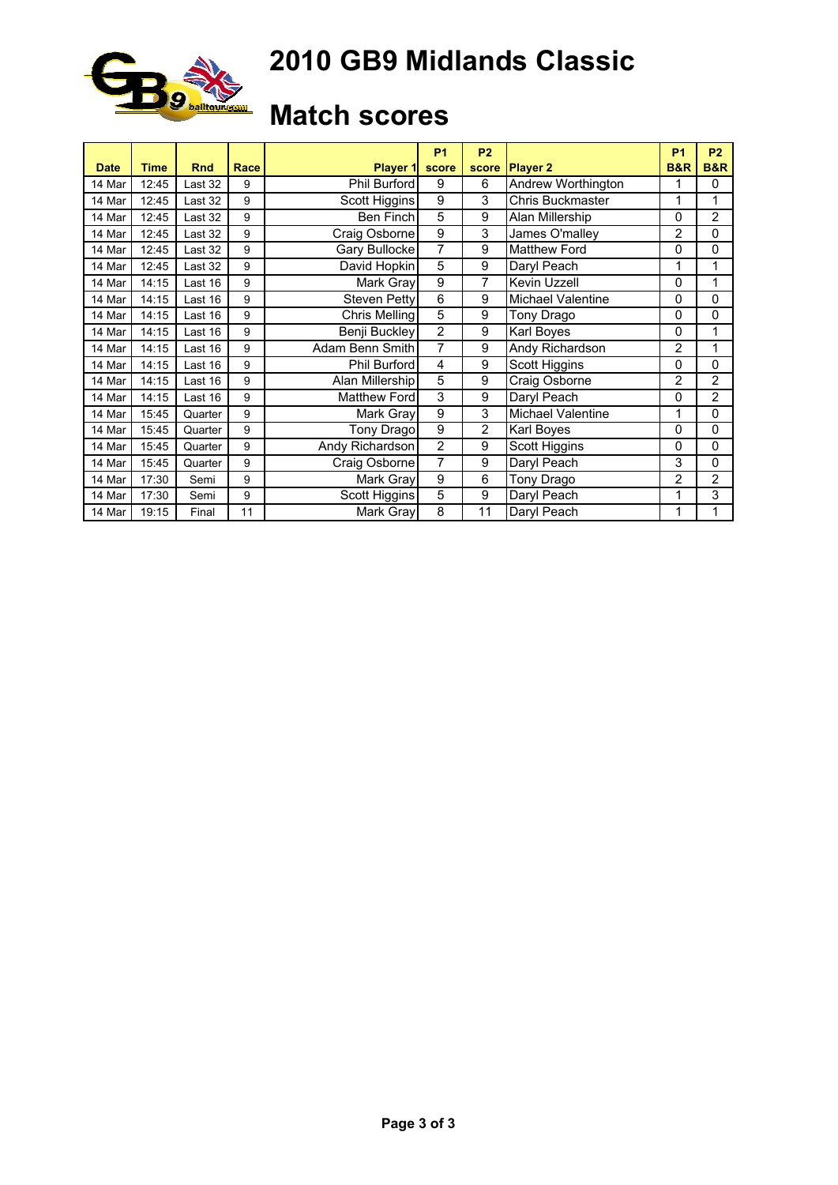# 2010 GB9 Midlands Classic

## Match scores

| Date | Time | Rnd | Race | Player 1 | P1 score | P2 score | Player 2 | P1 B&R | P2 B&R |
|---|---|---|---|---|---|---|---|---|---|
| 14 Mar | 12:45 | Last 32 | 9 | Phil Burford | 9 | 6 | Andrew Worthington | 1 | 0 |
| 14 Mar | 12:45 | Last 32 | 9 | Scott Higgins | 9 | 3 | Chris Buckmaster | 1 | 1 |
| 14 Mar | 12:45 | Last 32 | 9 | Ben Finch | 5 | 9 | Alan Millership | 0 | 2 |
| 14 Mar | 12:45 | Last 32 | 9 | Craig Osborne | 9 | 3 | James O'malley | 2 | 0 |
| 14 Mar | 12:45 | Last 32 | 9 | Gary Bullocke | 7 | 9 | Matthew Ford | 0 | 0 |
| 14 Mar | 12:45 | Last 32 | 9 | David Hopkin | 5 | 9 | Daryl Peach | 1 | 1 |
| 14 Mar | 14:15 | Last 16 | 9 | Mark Gray | 9 | 7 | Kevin Uzzell | 0 | 1 |
| 14 Mar | 14:15 | Last 16 | 9 | Steven Petty | 6 | 9 | Michael Valentine | 0 | 0 |
| 14 Mar | 14:15 | Last 16 | 9 | Chris Melling | 5 | 9 | Tony Drago | 0 | 0 |
| 14 Mar | 14:15 | Last 16 | 9 | Benji Buckley | 2 | 9 | Karl Boyes | 0 | 1 |
| 14 Mar | 14:15 | Last 16 | 9 | Adam Benn Smith | 7 | 9 | Andy Richardson | 2 | 1 |
| 14 Mar | 14:15 | Last 16 | 9 | Phil Burford | 4 | 9 | Scott Higgins | 0 | 0 |
| 14 Mar | 14:15 | Last 16 | 9 | Alan Millership | 5 | 9 | Craig Osborne | 2 | 2 |
| 14 Mar | 14:15 | Last 16 | 9 | Matthew Ford | 3 | 9 | Daryl Peach | 0 | 2 |
| 14 Mar | 15:45 | Quarter | 9 | Mark Gray | 9 | 3 | Michael Valentine | 1 | 0 |
| 14 Mar | 15:45 | Quarter | 9 | Tony Drago | 9 | 2 | Karl Boyes | 0 | 0 |
| 14 Mar | 15:45 | Quarter | 9 | Andy Richardson | 2 | 9 | Scott Higgins | 0 | 0 |
| 14 Mar | 15:45 | Quarter | 9 | Craig Osborne | 7 | 9 | Daryl Peach | 3 | 0 |
| 14 Mar | 17:30 | Semi | 9 | Mark Gray | 9 | 6 | Tony Drago | 2 | 2 |
| 14 Mar | 17:30 | Semi | 9 | Scott Higgins | 5 | 9 | Daryl Peach | 1 | 3 |
| 14 Mar | 19:15 | Final | 11 | Mark Gray | 8 | 11 | Daryl Peach | 1 | 1 |